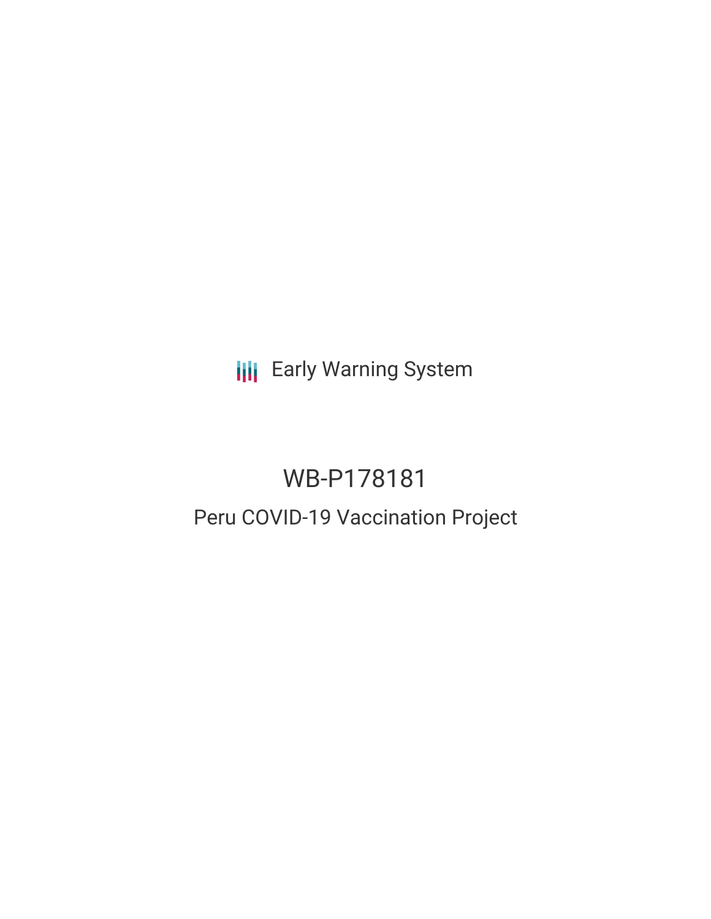Early Warning System

# WB-P178181

## Peru COVID-19 Vaccination Project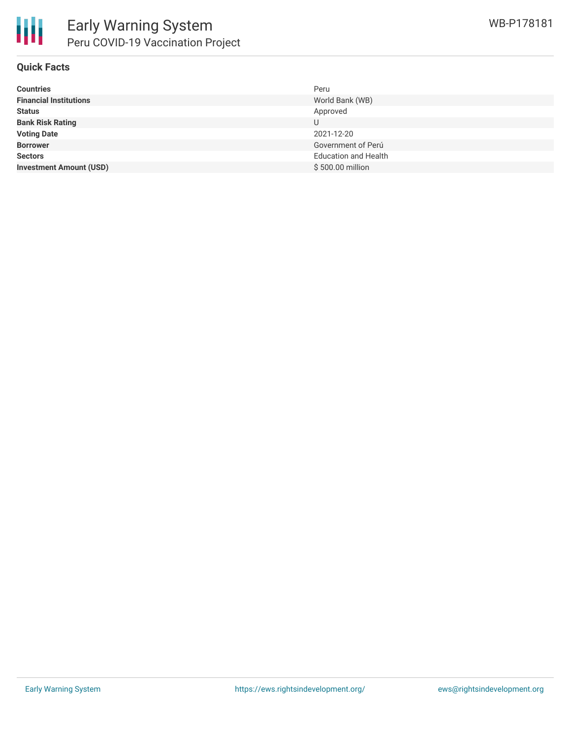# Early Warning System

## Peru COVID-19 Vaccination Project

WB-P178181

### Quick Facts

| | |
|---|---|
| **Countries** | Peru |
| **Financial Institutions** | World Bank (WB) |
| **Status** | Approved |
| **Bank Risk Rating** | U |
| **Voting Date** | 2021-12-20 |
| **Borrower** | Government of Perú |
| **Sectors** | Education and Health |
| **Investment Amount (USD)** | $ 500.00 million |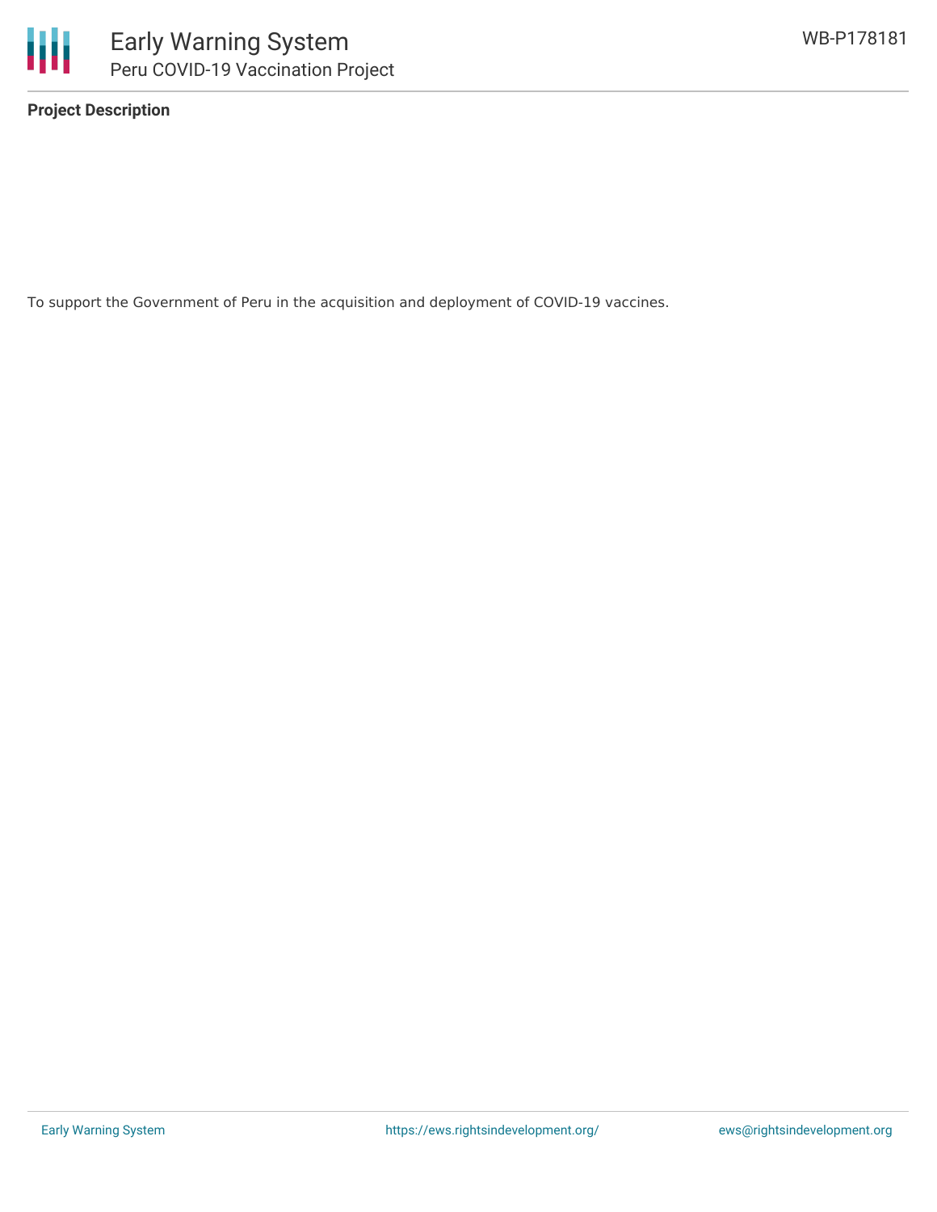**Project Description**

To support the Government of Peru in the acquisition and deployment of COVID-19 vaccines.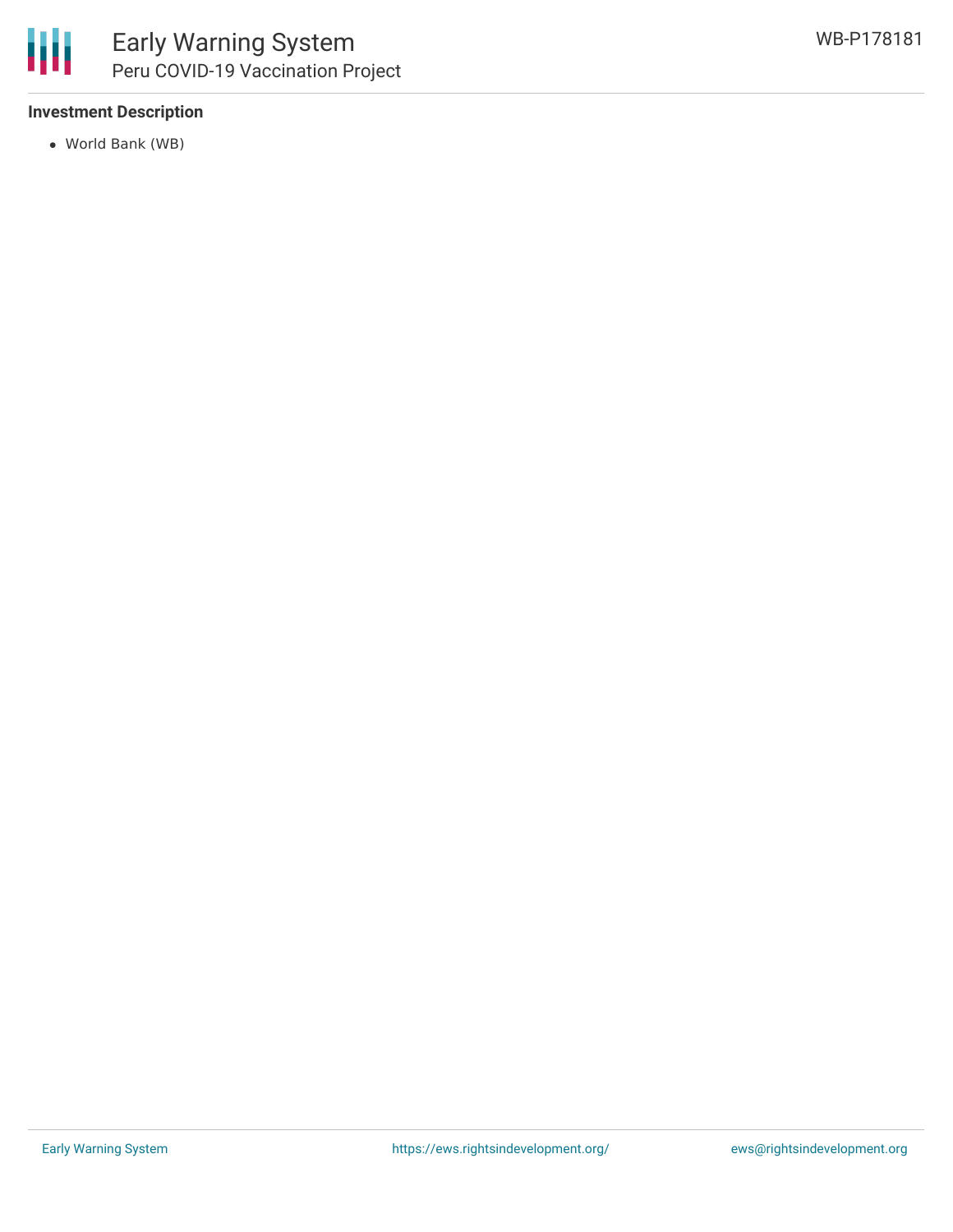### Investment Description

- World Bank (WB)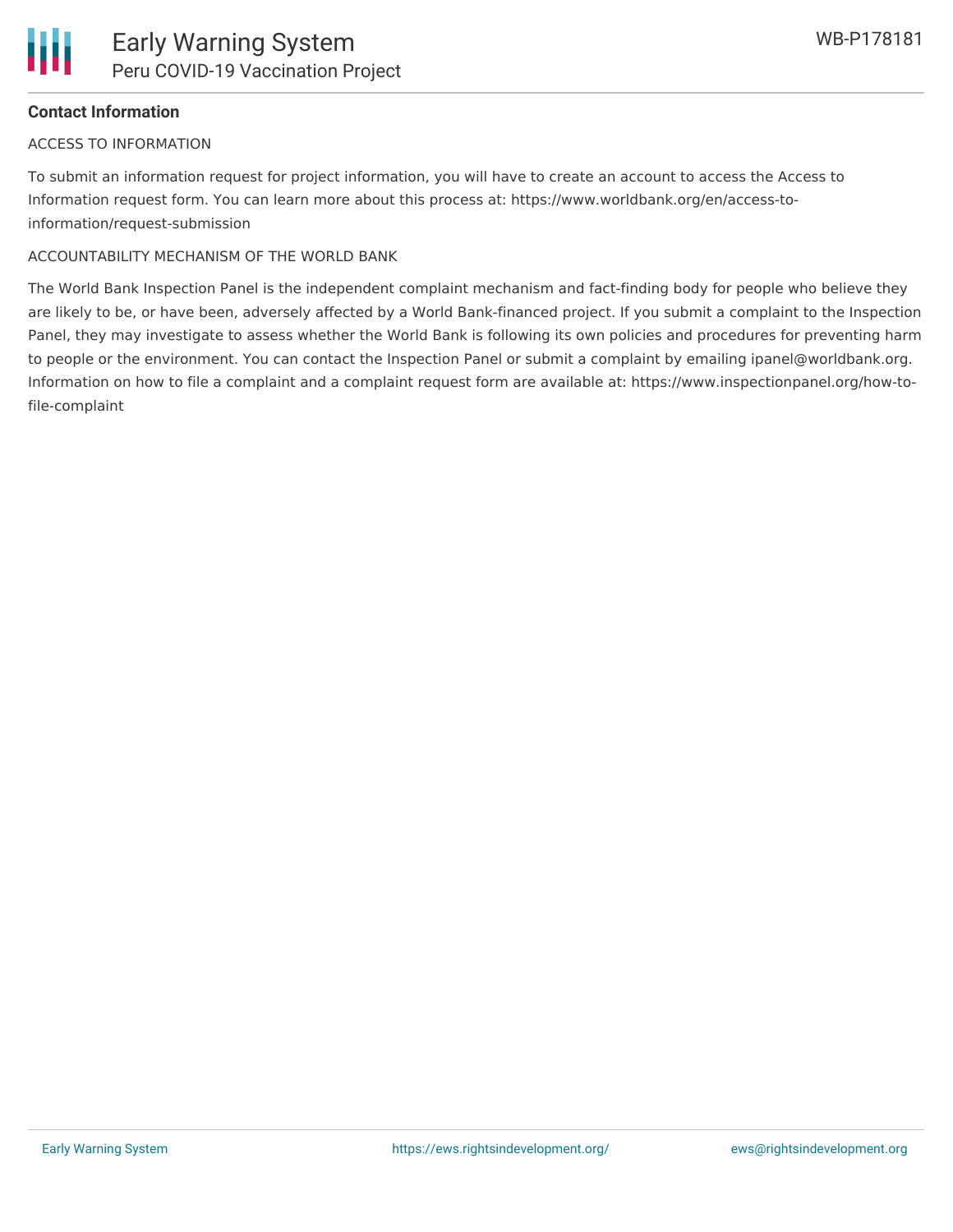**Contact Information**

ACCESS TO INFORMATION

To submit an information request for project information, you will have to create an account to access the Access to Information request form. You can learn more about this process at: https://www.worldbank.org/en/access-to-information/request-submission

ACCOUNTABILITY MECHANISM OF THE WORLD BANK

The World Bank Inspection Panel is the independent complaint mechanism and fact-finding body for people who believe they are likely to be, or have been, adversely affected by a World Bank-financed project. If you submit a complaint to the Inspection Panel, they may investigate to assess whether the World Bank is following its own policies and procedures for preventing harm to people or the environment. You can contact the Inspection Panel or submit a complaint by emailing ipanel@worldbank.org. Information on how to file a complaint and a complaint request form are available at: https://www.inspectionpanel.org/how-to-file-complaint